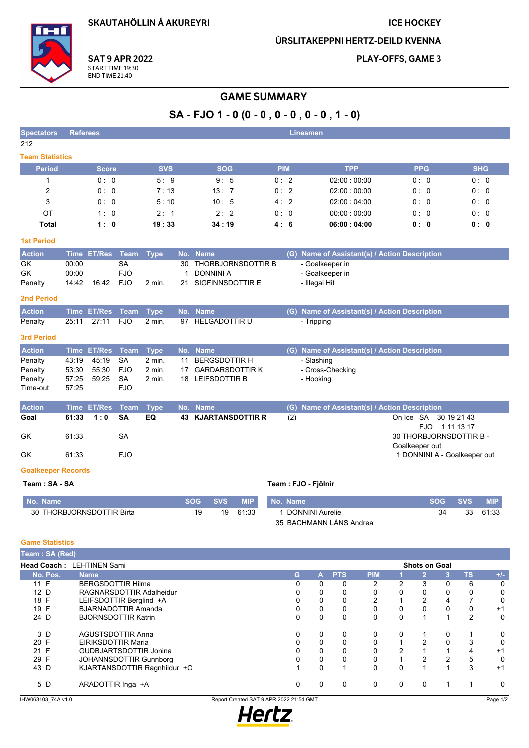SKAUTAHÖLLIN Á AKUREYRI

ICE HOCKEY

ÚRSLITAKEPPNI HERTZ-DEILD KVENNA

SAT 9 APR 2022
START TIME 19:30
END TIME 21:40

PLAY-OFFS, GAME 3

# GAME SUMMARY

## SA - FJO 1 - 0 (0 - 0 , 0 - 0 , 0 - 0 , 1 - 0)

| Spectators | Referees | Linesmen |
|---|---|---|
| 212 | | |

### Team Statistics

| Period | Score | SVS | SOG | PIM | TPP | PPG | SHG |
|---|---|---|---|---|---|---|---|
| 1 | 0 : 0 | 5 : 9 | 9 : 5 | 0 : 2 | 02:00 : 00:00 | 0 : 0 | 0 : 0 |
| 2 | 0 : 0 | 7 : 13 | 13 : 7 | 0 : 2 | 02:00 : 00:00 | 0 : 0 | 0 : 0 |
| 3 | 0 : 0 | 5 : 10 | 10 : 5 | 4 : 2 | 02:00 : 04:00 | 0 : 0 | 0 : 0 |
| OT | 1 : 0 | 2 : 1 | 2 : 2 | 0 : 0 | 00:00 : 00:00 | 0 : 0 | 0 : 0 |
| **Total** | **1 : 0** | **19 : 33** | **34 : 19** | **4 : 6** | **06:00 : 04:00** | **0 : 0** | **0 : 0** |

### 1st Period

| Action | Time | ET/Res | Team | Type | No. | Name | (G) | Name of Assistant(s) / Action Description |
|---|---|---|---|---|---|---|---|---|
| GK | 00:00 | | SA | | 30 | THORBJORNSDOTTIR B | | - Goalkeeper in |
| GK | 00:00 | | FJO | | 1 | DONNINI A | | - Goalkeeper in |
| Penalty | 14:42 | 16:42 | FJO | 2 min. | 21 | SIGFINNSDOTTIR E | | - Illegal Hit |

### 2nd Period

| Action | Time | ET/Res | Team | Type | No. | Name | (G) | Name of Assistant(s) / Action Description |
|---|---|---|---|---|---|---|---|---|
| Penalty | 25:11 | 27:11 | FJO | 2 min. | 97 | HELGADOTTIR U | | - Tripping |

### 3rd Period

| Action | Time | ET/Res | Team | Type | No. | Name | (G) | Name of Assistant(s) / Action Description |
|---|---|---|---|---|---|---|---|---|
| Penalty | 43:19 | 45:19 | SA | 2 min. | 11 | BERGSDOTTIR H | | - Slashing |
| Penalty | 53:30 | 55:30 | FJO | 2 min. | 17 | GARDARSDOTTIR K | | - Cross-Checking |
| Penalty | 57:25 | 59:25 | SA | 2 min. | 18 | LEIFSDOTTIR B | | - Hooking |
| Time-out | 57:25 | | FJO | | | | | |

| Action | Time | ET/Res | Team | Type | No. | Name | (G) | Name of Assistant(s) / Action Description |
|---|---|---|---|---|---|---|---|---|
| **Goal** | **61:33** | **1 : 0** | **SA** | **EQ** | **43** | **KJARTANSDOTTIR R** | (2) | On Ice SA 30 19 21 43 / FJO 1 11 13 17 |
| GK | 61:33 | | SA | | | | | 30 THORBJORNSDOTTIR B - Goalkeeper out |
| GK | 61:33 | | FJO | | | | | 1 DONNINI A - Goalkeeper out |

### Goalkeeper Records

**Team : SA - SA**

| No. Name | SOG | SVS | MIP |
|---|---|---|---|
| 30 THORBJORNSDOTTIR Birta | 19 | 19 | 61:33 |

**Team : FJO - Fjölnir**

| No. Name | SOG | SVS | MIP |
|---|---|---|---|
| 1 DONNINI Aurelie | 34 | 33 | 61:33 |
| 35 BACHMANN LÁNS Andrea | | | |

### Game Statistics

**Team : SA (Red)**

**Head Coach :** LEHTINEN Sami

| No. | Pos. | Name | G | A | PTS | PIM | SOG 1 | SOG 2 | SOG 3 | TS | +/- |
|---|---|---|---|---|---|---|---|---|---|---|---|
| 11 | F | BERGSDOTTIR Hilma | 0 | 0 | 0 | 2 | 2 | 3 | 0 | 6 | 0 |
| 12 | D | RAGNARSDOTTIR Adalheidur | 0 | 0 | 0 | 0 | 0 | 0 | 0 | 0 | 0 |
| 18 | F | LEIFSDOTTIR Berglind +A | 0 | 0 | 0 | 2 | 1 | 2 | 4 | 7 | 0 |
| 19 | F | BJARNADÓTTIR Amanda | 0 | 0 | 0 | 0 | 0 | 0 | 0 | 0 | +1 |
| 24 | D | BJORNSDOTTIR Katrin | 0 | 0 | 0 | 0 | 0 | 1 | 1 | 2 | 0 |
| 3 | D | AGUSTSDOTTIR Anna | 0 | 0 | 0 | 0 | 0 | 1 | 0 | 1 | 0 |
| 20 | F | EIRIKSDOTTIR Maria | 0 | 0 | 0 | 0 | 1 | 2 | 0 | 3 | 0 |
| 21 | F | GUDBJARTSDOTTIR Jonina | 0 | 0 | 0 | 0 | 2 | 1 | 1 | 4 | +1 |
| 29 | F | JOHANNSDOTTIR Gunnborg | 0 | 0 | 0 | 0 | 1 | 2 | 2 | 5 | 0 |
| 43 | D | KJARTANSDOTTIR Ragnhildur +C | 1 | 0 | 1 | 0 | 0 | 1 | 1 | 3 | +1 |
| 5 | D | ARADOTTIR Inga +A | 0 | 0 | 0 | 0 | 0 | 0 | 1 | 1 | 0 |

IHW063103_74A v1.0 — Report Created SAT 9 APR 2022 21:54 GMT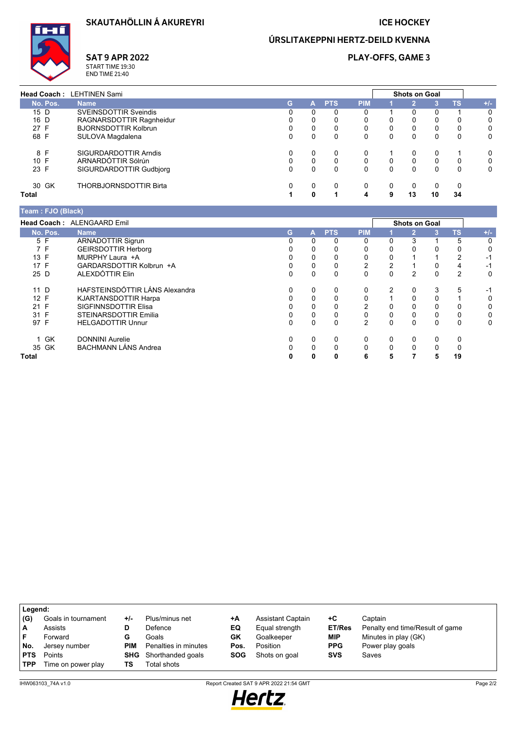SKAUTAHÖLLIN Á AKUREYRI

ICE HOCKEY

ÚRSLITAKEPPNI HERTZ-DEILD KVENNA

**SAT 9 APR 2022**
START TIME 19:30
END TIME 21:40

PLAY-OFFS, GAME 3

**Head Coach :** LEHTINEN Sami

| No. | Pos. | Name | G | A | PTS | PIM | Shots on Goal 1 | 2 | 3 | TS | +/- |
|---|---|---|---|---|---|---|---|---|---|---|---|
| 15 | D | SVEINSDOTTIR Sveindis | 0 | 0 | 0 | 0 | 1 | 0 | 0 | 1 | 0 |
| 16 | D | RAGNARSDOTTIR Ragnheidur | 0 | 0 | 0 | 0 | 0 | 0 | 0 | 0 | 0 |
| 27 | F | BJORNSDOTTIR Kolbrun | 0 | 0 | 0 | 0 | 0 | 0 | 0 | 0 | 0 |
| 68 | F | SULOVA Magdalena | 0 | 0 | 0 | 0 | 0 | 0 | 0 | 0 | 0 |
| 8 | F | SIGURDARDOTTIR Arndis | 0 | 0 | 0 | 0 | 1 | 0 | 0 | 1 | 0 |
| 10 | F | ARNARDÓTTIR Sólrún | 0 | 0 | 0 | 0 | 0 | 0 | 0 | 0 | 0 |
| 23 | F | SIGURDARDOTTIR Gudbjorg | 0 | 0 | 0 | 0 | 0 | 0 | 0 | 0 | 0 |
| 30 | GK | THORBJORNSDOTTIR Birta | 0 | 0 | 0 | 0 | 0 | 0 | 0 | 0 | |
| **Total** | | | **1** | **0** | **1** | **4** | **9** | **13** | **10** | **34** | |

**Team : FJO (Black)**

**Head Coach :** ALENGAARD Emil

| No. | Pos. | Name | G | A | PTS | PIM | Shots on Goal 1 | 2 | 3 | TS | +/- |
|---|---|---|---|---|---|---|---|---|---|---|---|
| 5 | F | ARNADOTTIR Sigrun | 0 | 0 | 0 | 0 | 0 | 3 | 1 | 5 | 0 |
| 7 | F | GEIRSDOTTIR Herborg | 0 | 0 | 0 | 0 | 0 | 0 | 0 | 0 | 0 |
| 13 | F | MURPHY Laura +A | 0 | 0 | 0 | 0 | 0 | 1 | 1 | 2 | -1 |
| 17 | F | GARDARSDOTTIR Kolbrun +A | 0 | 0 | 0 | 2 | 2 | 1 | 0 | 4 | -1 |
| 25 | D | ALEXDÓTTIR Elin | 0 | 0 | 0 | 0 | 0 | 2 | 0 | 2 | 0 |
| 11 | D | HAFSTEINSDÓTTIR LÁNS Alexandra | 0 | 0 | 0 | 0 | 2 | 0 | 3 | 5 | -1 |
| 12 | F | KJARTANSDOTTIR Harpa | 0 | 0 | 0 | 0 | 1 | 0 | 0 | 1 | 0 |
| 21 | F | SIGFINNSDOTTIR Elisa | 0 | 0 | 0 | 2 | 0 | 0 | 0 | 0 | 0 |
| 31 | F | STEINARSDOTTIR Emilia | 0 | 0 | 0 | 0 | 0 | 0 | 0 | 0 | 0 |
| 97 | F | HELGADOTTIR Unnur | 0 | 0 | 0 | 2 | 0 | 0 | 0 | 0 | 0 |
| 1 | GK | DONNINI Aurelie | 0 | 0 | 0 | 0 | 0 | 0 | 0 | 0 | |
| 35 | GK | BACHMANN LÁNS Andrea | 0 | 0 | 0 | 0 | 0 | 0 | 0 | 0 | |
| **Total** | | | **0** | **0** | **0** | **6** | **5** | **7** | **5** | **19** | |

**Legend:**

| | | | | | | | |
|---|---|---|---|---|---|---|---|
| (G) | Goals in tournament | +/- | Plus/minus net | +A | Assistant Captain | +C | Captain |
| A | Assists | D | Defence | EQ | Equal strength | ET/Res | Penalty end time/Result of game |
| F | Forward | G | Goals | GK | Goalkeeper | MIP | Minutes in play (GK) |
| No. | Jersey number | PIM | Penalties in minutes | Pos. | Position | PPG | Power play goals |
| PTS | Points | SHG | Shorthanded goals | SOG | Shots on goal | SVS | Saves |
| TPP | Time on power play | TS | Total shots | | | | |

IHW063103_74A v1.0 Report Created SAT 9 APR 2022 21:54 GMT

Hertz